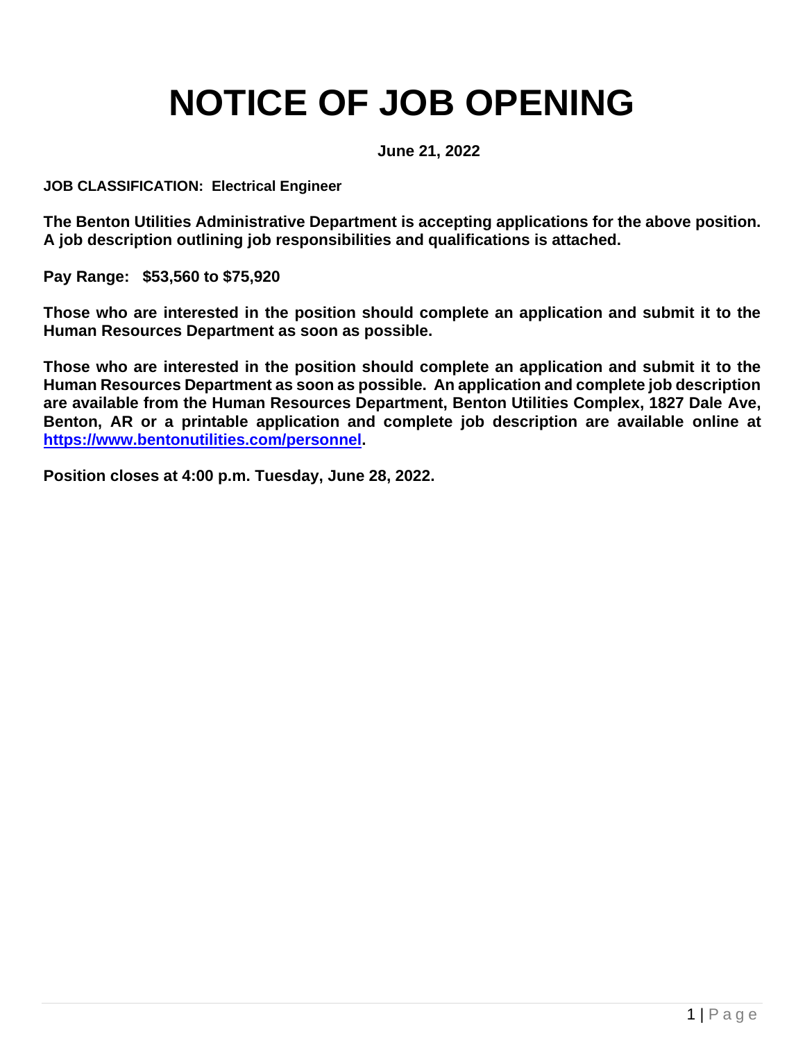# NOTICE OF JOB OPENING

**June 21, 2022**

**JOB CLASSIFICATION: Electrical Engineer**

**The Benton Utilities Administrative Department is accepting applications for the above position. A job description outlining job responsibilities and qualifications is attached.**

**Pay Range: $53,560 to $75,920**

**Those who are interested in the position should complete an application and submit it to the Human Resources Department as soon as possible.**

**Those who are interested in the position should complete an application and submit it to the Human Resources Department as soon as possible. An application and complete job description are available from the Human Resources Department, Benton Utilities Complex, 1827 Dale Ave, Benton, AR or a printable application and complete job description are available online at [https://www.bentonutilities.com/personnel](https://www.bentonutilities.com/personnel).**

**Position closes at 4:00 p.m. Tuesday, June 28, 2022.**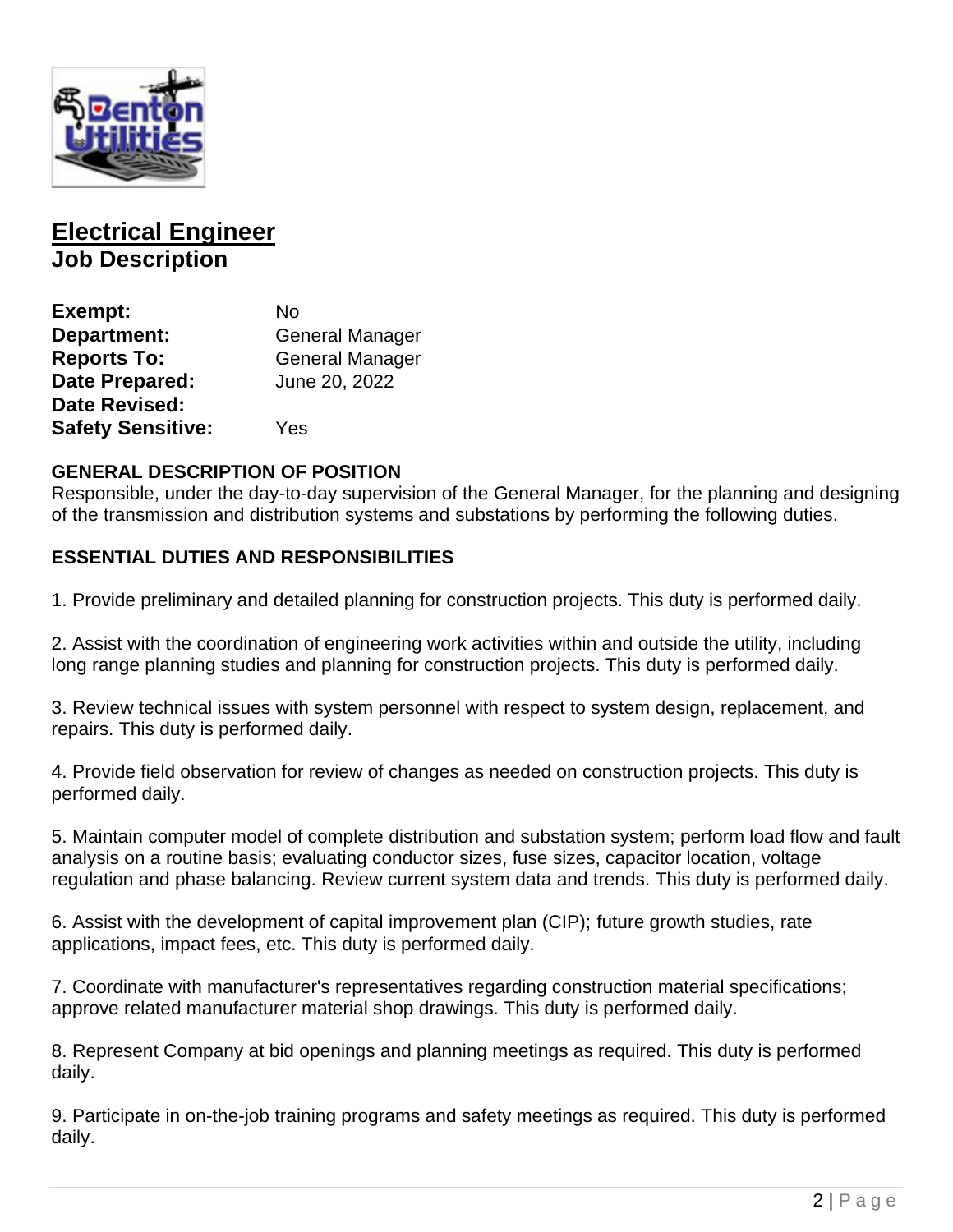# Electrical Engineer

## Job Description

**Exempt:** No
**Department:** General Manager
**Reports To:** General Manager
**Date Prepared:** June 20, 2022
**Date Revised:**
**Safety Sensitive:** Yes

### GENERAL DESCRIPTION OF POSITION

Responsible, under the day-to-day supervision of the General Manager, for the planning and designing of the transmission and distribution systems and substations by performing the following duties.

### ESSENTIAL DUTIES AND RESPONSIBILITIES

1. Provide preliminary and detailed planning for construction projects. This duty is performed daily.

2. Assist with the coordination of engineering work activities within and outside the utility, including long range planning studies and planning for construction projects. This duty is performed daily.

3. Review technical issues with system personnel with respect to system design, replacement, and repairs. This duty is performed daily.

4. Provide field observation for review of changes as needed on construction projects. This duty is performed daily.

5. Maintain computer model of complete distribution and substation system; perform load flow and fault analysis on a routine basis; evaluating conductor sizes, fuse sizes, capacitor location, voltage regulation and phase balancing. Review current system data and trends. This duty is performed daily.

6. Assist with the development of capital improvement plan (CIP); future growth studies, rate applications, impact fees, etc. This duty is performed daily.

7. Coordinate with manufacturer's representatives regarding construction material specifications; approve related manufacturer material shop drawings. This duty is performed daily.

8. Represent Company at bid openings and planning meetings as required. This duty is performed daily.

9. Participate in on-the-job training programs and safety meetings as required. This duty is performed daily.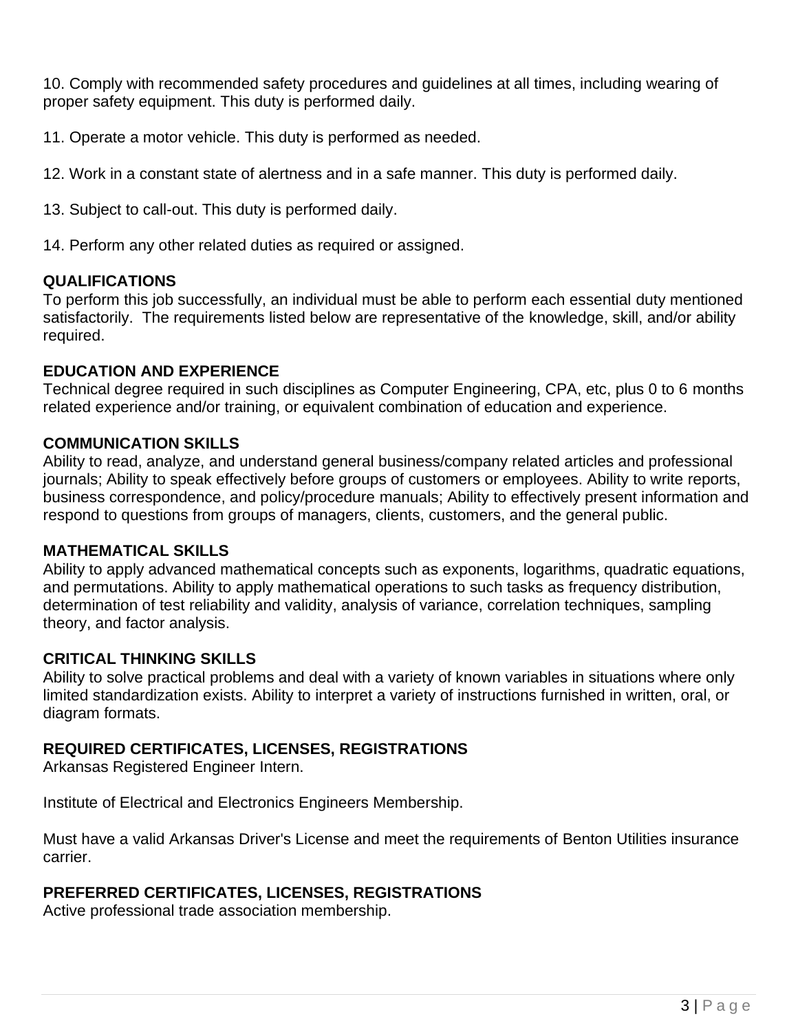10. Comply with recommended safety procedures and guidelines at all times, including wearing of proper safety equipment. This duty is performed daily.

11. Operate a motor vehicle. This duty is performed as needed.

12. Work in a constant state of alertness and in a safe manner. This duty is performed daily.

13. Subject to call-out. This duty is performed daily.

14. Perform any other related duties as required or assigned.

## QUALIFICATIONS

To perform this job successfully, an individual must be able to perform each essential duty mentioned satisfactorily. The requirements listed below are representative of the knowledge, skill, and/or ability required.

## EDUCATION AND EXPERIENCE

Technical degree required in such disciplines as Computer Engineering, CPA, etc, plus 0 to 6 months related experience and/or training, or equivalent combination of education and experience.

## COMMUNICATION SKILLS

Ability to read, analyze, and understand general business/company related articles and professional journals; Ability to speak effectively before groups of customers or employees. Ability to write reports, business correspondence, and policy/procedure manuals; Ability to effectively present information and respond to questions from groups of managers, clients, customers, and the general public.

## MATHEMATICAL SKILLS

Ability to apply advanced mathematical concepts such as exponents, logarithms, quadratic equations, and permutations. Ability to apply mathematical operations to such tasks as frequency distribution, determination of test reliability and validity, analysis of variance, correlation techniques, sampling theory, and factor analysis.

## CRITICAL THINKING SKILLS

Ability to solve practical problems and deal with a variety of known variables in situations where only limited standardization exists. Ability to interpret a variety of instructions furnished in written, oral, or diagram formats.

## REQUIRED CERTIFICATES, LICENSES, REGISTRATIONS

Arkansas Registered Engineer Intern.

Institute of Electrical and Electronics Engineers Membership.

Must have a valid Arkansas Driver's License and meet the requirements of Benton Utilities insurance carrier.

## PREFERRED CERTIFICATES, LICENSES, REGISTRATIONS

Active professional trade association membership.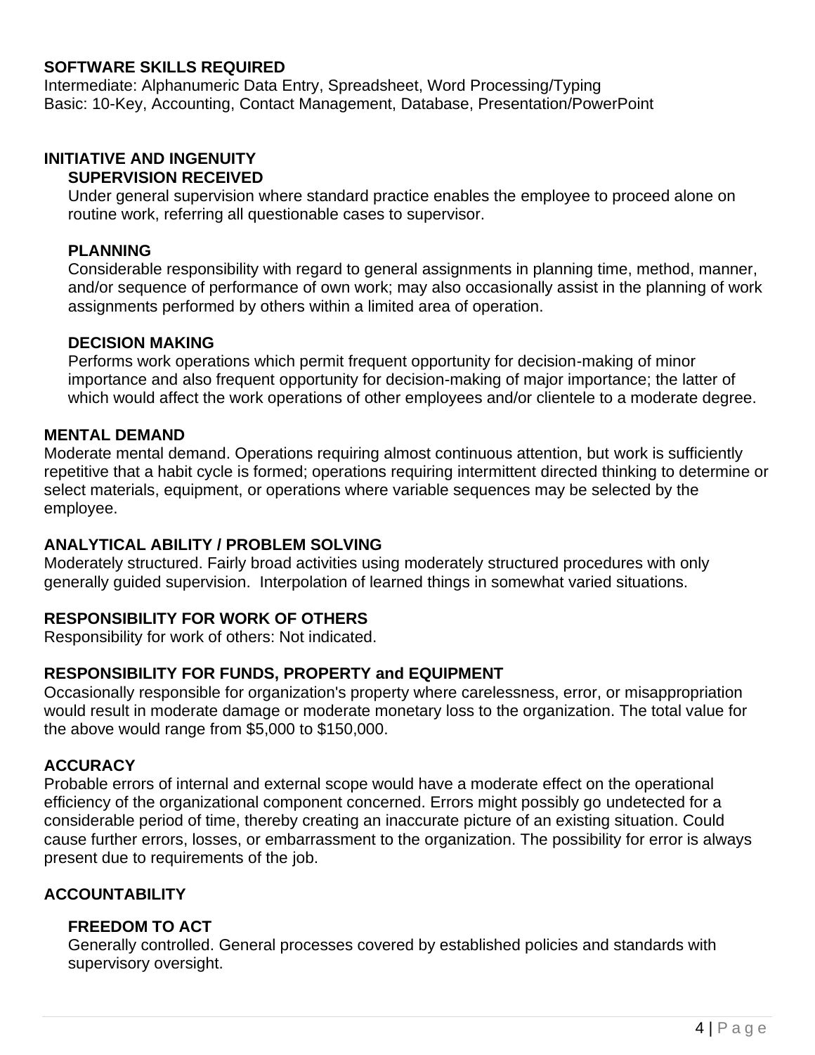## SOFTWARE SKILLS REQUIRED

Intermediate: Alphanumeric Data Entry, Spreadsheet, Word Processing/Typing
Basic: 10-Key, Accounting, Contact Management, Database, Presentation/PowerPoint

## INITIATIVE AND INGENUITY

### SUPERVISION RECEIVED

Under general supervision where standard practice enables the employee to proceed alone on routine work, referring all questionable cases to supervisor.

### PLANNING

Considerable responsibility with regard to general assignments in planning time, method, manner, and/or sequence of performance of own work; may also occasionally assist in the planning of work assignments performed by others within a limited area of operation.

### DECISION MAKING

Performs work operations which permit frequent opportunity for decision-making of minor importance and also frequent opportunity for decision-making of major importance; the latter of which would affect the work operations of other employees and/or clientele to a moderate degree.

## MENTAL DEMAND

Moderate mental demand. Operations requiring almost continuous attention, but work is sufficiently repetitive that a habit cycle is formed; operations requiring intermittent directed thinking to determine or select materials, equipment, or operations where variable sequences may be selected by the employee.

## ANALYTICAL ABILITY / PROBLEM SOLVING

Moderately structured. Fairly broad activities using moderately structured procedures with only generally guided supervision. Interpolation of learned things in somewhat varied situations.

## RESPONSIBILITY FOR WORK OF OTHERS

Responsibility for work of others: Not indicated.

## RESPONSIBILITY FOR FUNDS, PROPERTY and EQUIPMENT

Occasionally responsible for organization's property where carelessness, error, or misappropriation would result in moderate damage or moderate monetary loss to the organization. The total value for the above would range from $5,000 to $150,000.

## ACCURACY

Probable errors of internal and external scope would have a moderate effect on the operational efficiency of the organizational component concerned. Errors might possibly go undetected for a considerable period of time, thereby creating an inaccurate picture of an existing situation. Could cause further errors, losses, or embarrassment to the organization. The possibility for error is always present due to requirements of the job.

## ACCOUNTABILITY

### FREEDOM TO ACT

Generally controlled. General processes covered by established policies and standards with supervisory oversight.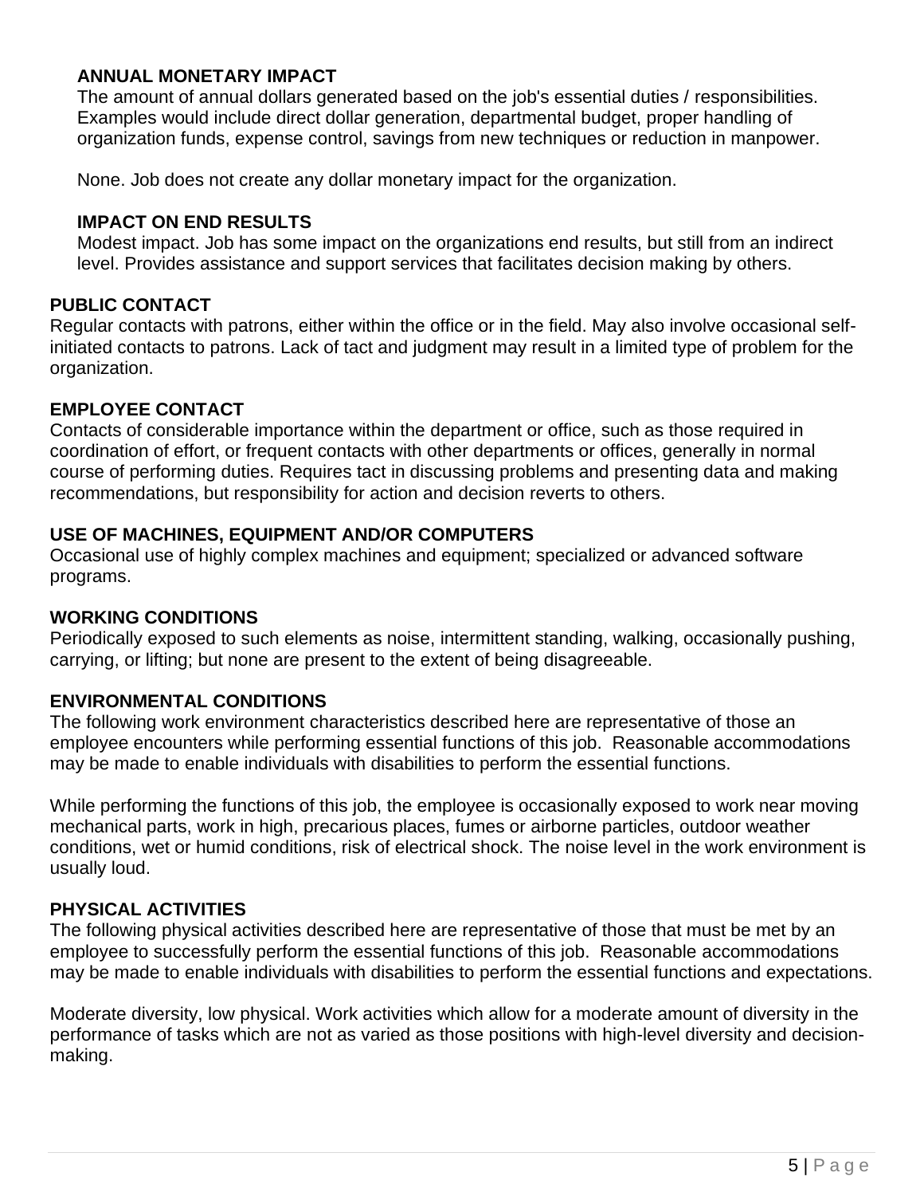**ANNUAL MONETARY IMPACT**

The amount of annual dollars generated based on the job's essential duties / responsibilities. Examples would include direct dollar generation, departmental budget, proper handling of organization funds, expense control, savings from new techniques or reduction in manpower.

None. Job does not create any dollar monetary impact for the organization.

**IMPACT ON END RESULTS**

Modest impact. Job has some impact on the organizations end results, but still from an indirect level. Provides assistance and support services that facilitates decision making by others.

**PUBLIC CONTACT**

Regular contacts with patrons, either within the office or in the field. May also involve occasional self-initiated contacts to patrons. Lack of tact and judgment may result in a limited type of problem for the organization.

**EMPLOYEE CONTACT**

Contacts of considerable importance within the department or office, such as those required in coordination of effort, or frequent contacts with other departments or offices, generally in normal course of performing duties. Requires tact in discussing problems and presenting data and making recommendations, but responsibility for action and decision reverts to others.

**USE OF MACHINES, EQUIPMENT AND/OR COMPUTERS**

Occasional use of highly complex machines and equipment; specialized or advanced software programs.

**WORKING CONDITIONS**

Periodically exposed to such elements as noise, intermittent standing, walking, occasionally pushing, carrying, or lifting; but none are present to the extent of being disagreeable.

**ENVIRONMENTAL CONDITIONS**

The following work environment characteristics described here are representative of those an employee encounters while performing essential functions of this job. Reasonable accommodations may be made to enable individuals with disabilities to perform the essential functions.

While performing the functions of this job, the employee is occasionally exposed to work near moving mechanical parts, work in high, precarious places, fumes or airborne particles, outdoor weather conditions, wet or humid conditions, risk of electrical shock. The noise level in the work environment is usually loud.

**PHYSICAL ACTIVITIES**

The following physical activities described here are representative of those that must be met by an employee to successfully perform the essential functions of this job. Reasonable accommodations may be made to enable individuals with disabilities to perform the essential functions and expectations.

Moderate diversity, low physical. Work activities which allow for a moderate amount of diversity in the performance of tasks which are not as varied as those positions with high-level diversity and decision-making.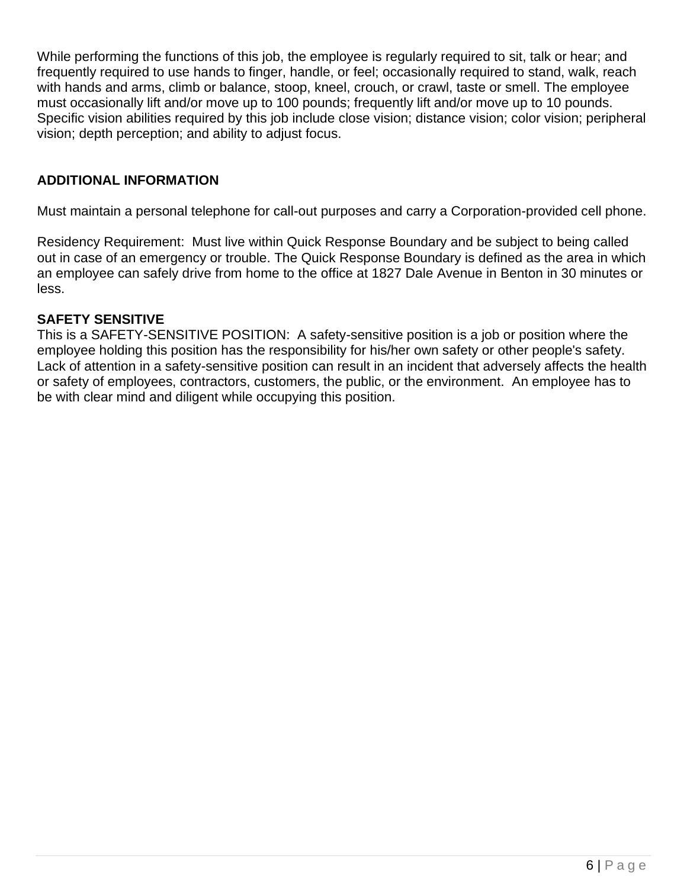While performing the functions of this job, the employee is regularly required to sit, talk or hear; and frequently required to use hands to finger, handle, or feel; occasionally required to stand, walk, reach with hands and arms, climb or balance, stoop, kneel, crouch, or crawl, taste or smell. The employee must occasionally lift and/or move up to 100 pounds; frequently lift and/or move up to 10 pounds. Specific vision abilities required by this job include close vision; distance vision; color vision; peripheral vision; depth perception; and ability to adjust focus.

## ADDITIONAL INFORMATION

Must maintain a personal telephone for call-out purposes and carry a Corporation-provided cell phone.

Residency Requirement: Must live within Quick Response Boundary and be subject to being called out in case of an emergency or trouble. The Quick Response Boundary is defined as the area in which an employee can safely drive from home to the office at 1827 Dale Avenue in Benton in 30 minutes or less.

## SAFETY SENSITIVE

This is a SAFETY-SENSITIVE POSITION: A safety-sensitive position is a job or position where the employee holding this position has the responsibility for his/her own safety or other people's safety. Lack of attention in a safety-sensitive position can result in an incident that adversely affects the health or safety of employees, contractors, customers, the public, or the environment. An employee has to be with clear mind and diligent while occupying this position.